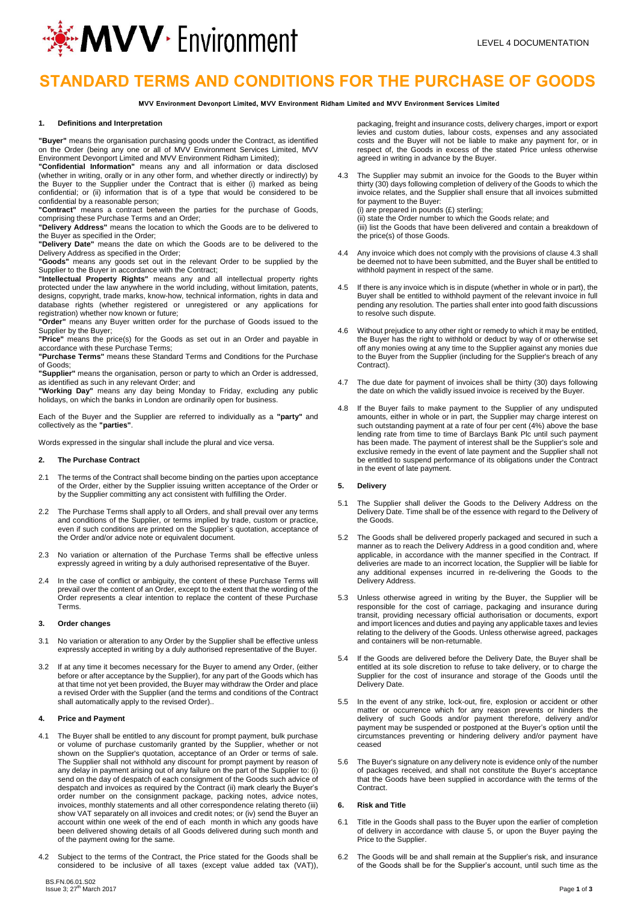# STANDARD TERMS AND CONDITIONS FOR THE PURCHASE OF GOODS

**MVV Environment Devonport Limited, MVV Environment Ridham Limited and MVV Environment Services Limited**

## 1. Definitions and Interpretation

**"Buyer"** means the organisation purchasing goods under the Contract, as identified on the Order (being any one or all of MVV Environment Services Limited, MVV Environment Devonport Limited and MVV Environment Ridham Limited);

**"Confidential Information"** means any and all information or data disclosed (whether in writing, orally or in any other form, and whether directly or indirectly) by the Buyer to the Supplier under the Contract that is either (i) marked as being confidential; or (ii) information that is of a type that would be considered to be confidential by a reasonable person;

**"Contract"** means a contract between the parties for the purchase of Goods, comprising these Purchase Terms and an Order;

**"Delivery Address"** means the location to which the Goods are to be delivered to the Buyer as specified in the Order;

**"Delivery Date"** means the date on which the Goods are to be delivered to the Delivery Address as specified in the Order;

**"Goods"** means any goods set out in the relevant Order to be supplied by the Supplier to the Buyer in accordance with the Contract;

**"Intellectual Property Rights"** means any and all intellectual property rights protected under the law anywhere in the world including, without limitation, patents, designs, copyright, trade marks, know-how, technical information, rights in data and database rights (whether registered or unregistered or any applications for registration) whether now known or future;

**"Order"** means any Buyer written order for the purchase of Goods issued to the Supplier by the Buyer;

**"Price"** means the price(s) for the Goods as set out in an Order and payable in accordance with these Purchase Terms;

**"Purchase Terms"** means these Standard Terms and Conditions for the Purchase of Goods;

**"Supplier"** means the organisation, person or party to which an Order is addressed, as identified as such in any relevant Order; and

**"Working Day"** means any day being Monday to Friday, excluding any public holidays, on which the banks in London are ordinarily open for business.

Each of the Buyer and the Supplier are referred to individually as a **"party"** and collectively as the **"parties"**.

Words expressed in the singular shall include the plural and vice versa.

## 2. The Purchase Contract

2.1 The terms of the Contract shall become binding on the parties upon acceptance of the Order, either by the Supplier issuing written acceptance of the Order or by the Supplier committing any act consistent with fulfilling the Order.

2.2 The Purchase Terms shall apply to all Orders, and shall prevail over any terms and conditions of the Supplier, or terms implied by trade, custom or practice, even if such conditions are printed on the Supplier`s quotation, acceptance of the Order and/or advice note or equivalent document.

2.3 No variation or alternation of the Purchase Terms shall be effective unless expressly agreed in writing by a duly authorised representative of the Buyer.

2.4 In the case of conflict or ambiguity, the content of these Purchase Terms will prevail over the content of an Order, except to the extent that the wording of the Order represents a clear intention to replace the content of these Purchase Terms.

## 3. Order changes

3.1 No variation or alteration to any Order by the Supplier shall be effective unless expressly accepted in writing by a duly authorised representative of the Buyer.

3.2 If at any time it becomes necessary for the Buyer to amend any Order, (either before or after acceptance by the Supplier), for any part of the Goods which has at that time not yet been provided, the Buyer may withdraw the Order and place a revised Order with the Supplier (and the terms and conditions of the Contract shall automatically apply to the revised Order)..

## 4. Price and Payment

4.1 The Buyer shall be entitled to any discount for prompt payment, bulk purchase or volume of purchase customarily granted by the Supplier, whether or not shown on the Supplier's quotation, acceptance of an Order or terms of sale. The Supplier shall not withhold any discount for prompt payment by reason of any delay in payment arising out of any failure on the part of the Supplier to: (i) send on the day of despatch of each consignment of the Goods such advice of despatch and invoices as required by the Contract (ii) mark clearly the Buyer's order number on the consignment package, packing notes, advice notes, invoices, monthly statements and all other correspondence relating thereto (iii) show VAT separately on all invoices and credit notes; or (iv) send the Buyer an account within one week of the end of each month in which any goods have been delivered showing details of all Goods delivered during such month and of the payment owing for the same.

4.2 Subject to the terms of the Contract, the Price stated for the Goods shall be considered to be inclusive of all taxes (except value added tax (VAT)), packaging, freight and insurance costs, delivery charges, import or export levies and custom duties, labour costs, expenses and any associated costs and the Buyer will not be liable to make any payment for, or in respect of, the Goods in excess of the stated Price unless otherwise agreed in writing in advance by the Buyer.

4.3 The Supplier may submit an invoice for the Goods to the Buyer within thirty (30) days following completion of delivery of the Goods to which the invoice relates, and the Supplier shall ensure that all invoices submitted for payment to the Buyer:
(i) are prepared in pounds (£) sterling;
(ii) state the Order number to which the Goods relate; and
(iii) list the Goods that have been delivered and contain a breakdown of the price(s) of those Goods.

4.4 Any invoice which does not comply with the provisions of clause 4.3 shall be deemed not to have been submitted, and the Buyer shall be entitled to withhold payment in respect of the same.

4.5 If there is any invoice which is in dispute (whether in whole or in part), the Buyer shall be entitled to withhold payment of the relevant invoice in full pending any resolution. The parties shall enter into good faith discussions to resolve such dispute.

4.6 Without prejudice to any other right or remedy to which it may be entitled, the Buyer has the right to withhold or deduct by way of or otherwise set off any monies owing at any time to the Supplier against any monies due to the Buyer from the Supplier (including for the Supplier's breach of any Contract).

4.7 The due date for payment of invoices shall be thirty (30) days following the date on which the validly issued invoice is received by the Buyer.

4.8 If the Buyer fails to make payment to the Supplier of any undisputed amounts, either in whole or in part, the Supplier may charge interest on such outstanding payment at a rate of four per cent (4%) above the base lending rate from time to time of Barclays Bank Plc until such payment has been made. The payment of interest shall be the Supplier's sole and exclusive remedy in the event of late payment and the Supplier shall not be entitled to suspend performance of its obligations under the Contract in the event of late payment.

## 5. Delivery

5.1 The Supplier shall deliver the Goods to the Delivery Address on the Delivery Date. Time shall be of the essence with regard to the Delivery of the Goods.

5.2 The Goods shall be delivered properly packaged and secured in such a manner as to reach the Delivery Address in a good condition and, where applicable, in accordance with the manner specified in the Contract. If deliveries are made to an incorrect location, the Supplier will be liable for any additional expenses incurred in re-delivering the Goods to the Delivery Address.

5.3 Unless otherwise agreed in writing by the Buyer, the Supplier will be responsible for the cost of carriage, packaging and insurance during transit, providing necessary official authorisation or documents, export and import licences and duties and paying any applicable taxes and levies relating to the delivery of the Goods. Unless otherwise agreed, packages and containers will be non-returnable.

5.4 If the Goods are delivered before the Delivery Date, the Buyer shall be entitled at its sole discretion to refuse to take delivery, or to charge the Supplier for the cost of insurance and storage of the Goods until the Delivery Date.

5.5 In the event of any strike, lock-out, fire, explosion or accident or other matter or occurrence which for any reason prevents or hinders the delivery of such Goods and/or payment therefore, delivery and/or payment may be suspended or postponed at the Buyer's option until the circumstances preventing or hindering delivery and/or payment have ceased

5.6 The Buyer's signature on any delivery note is evidence only of the number of packages received, and shall not constitute the Buyer's acceptance that the Goods have been supplied in accordance with the terms of the Contract.

## 6. Risk and Title

6.1 Title in the Goods shall pass to the Buyer upon the earlier of completion of delivery in accordance with clause 5, or upon the Buyer paying the Price to the Supplier.

6.2 The Goods will be and shall remain at the Supplier's risk, and insurance of the Goods shall be for the Supplier's account, until such time as the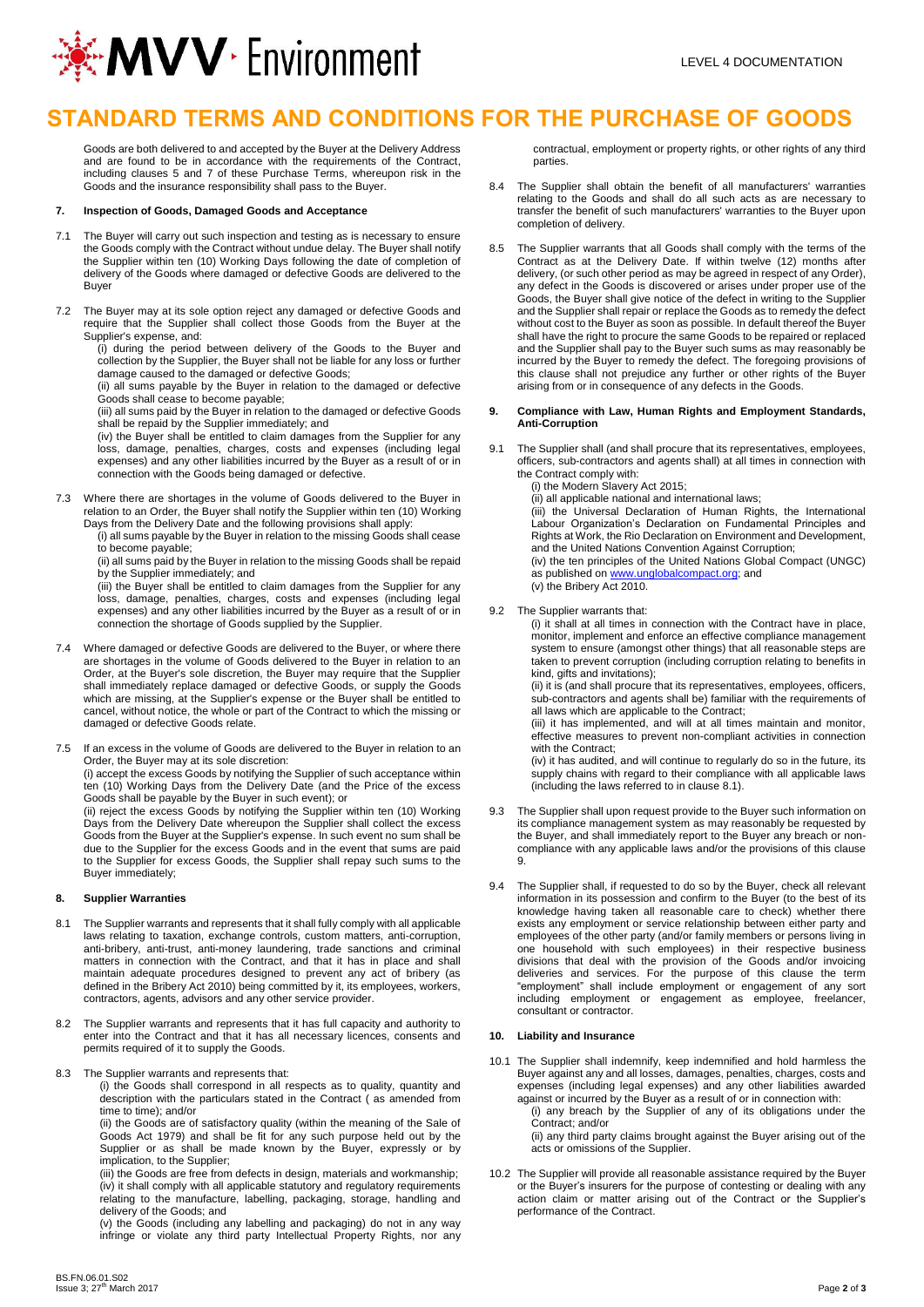Goods are both delivered to and accepted by the Buyer at the Delivery Address and are found to be in accordance with the requirements of the Contract, including clauses 5 and 7 of these Purchase Terms, whereupon risk in the Goods and the insurance responsibility shall pass to the Buyer.

## 7. Inspection of Goods, Damaged Goods and Acceptance

7.1 The Buyer will carry out such inspection and testing as is necessary to ensure the Goods comply with the Contract without undue delay. The Buyer shall notify the Supplier within ten (10) Working Days following the date of completion of delivery of the Goods where damaged or defective Goods are delivered to the Buyer

7.2 The Buyer may at its sole option reject any damaged or defective Goods and require that the Supplier shall collect those Goods from the Buyer at the Supplier's expense, and:

(i) during the period between delivery of the Goods to the Buyer and collection by the Supplier, the Buyer shall not be liable for any loss or further damage caused to the damaged or defective Goods;

(ii) all sums payable by the Buyer in relation to the damaged or defective Goods shall cease to become payable;

(iii) all sums paid by the Buyer in relation to the damaged or defective Goods shall be repaid by the Supplier immediately; and

(iv) the Buyer shall be entitled to claim damages from the Supplier for any loss, damage, penalties, charges, costs and expenses (including legal expenses) and any other liabilities incurred by the Buyer as a result of or in connection with the Goods being damaged or defective.

7.3 Where there are shortages in the volume of Goods delivered to the Buyer in relation to an Order, the Buyer shall notify the Supplier within ten (10) Working Days from the Delivery Date and the following provisions shall apply:

(i) all sums payable by the Buyer in relation to the missing Goods shall cease to become payable;

(ii) all sums paid by the Buyer in relation to the missing Goods shall be repaid by the Supplier immediately; and

(iii) the Buyer shall be entitled to claim damages from the Supplier for any loss, damage, penalties, charges, costs and expenses (including legal expenses) and any other liabilities incurred by the Buyer as a result of or in connection the shortage of Goods supplied by the Supplier.

7.4 Where damaged or defective Goods are delivered to the Buyer, or where there are shortages in the volume of Goods delivered to the Buyer in relation to an Order, at the Buyer's sole discretion, the Buyer may require that the Supplier shall immediately replace damaged or defective Goods, or supply the Goods which are missing, at the Supplier's expense or the Buyer shall be entitled to cancel, without notice, the whole or part of the Contract to which the missing or damaged or defective Goods relate.

7.5 If an excess in the volume of Goods are delivered to the Buyer in relation to an Order, the Buyer may at its sole discretion:

(i) accept the excess Goods by notifying the Supplier of such acceptance within ten (10) Working Days from the Delivery Date (and the Price of the excess Goods shall be payable by the Buyer in such event); or

(ii) reject the excess Goods by notifying the Supplier within ten (10) Working Days from the Delivery Date whereupon the Supplier shall collect the excess Goods from the Buyer at the Supplier's expense. In such event no sum shall be due to the Supplier for the excess Goods and in the event that sums are paid to the Supplier for excess Goods, the Supplier shall repay such sums to the Buyer immediately;

## 8. Supplier Warranties

8.1 The Supplier warrants and represents that it shall fully comply with all applicable laws relating to taxation, exchange controls, custom matters, anti-corruption, anti-bribery, anti-trust, anti-money laundering, trade sanctions and criminal matters in connection with the Contract, and that it has in place and shall maintain adequate procedures designed to prevent any act of bribery (as defined in the Bribery Act 2010) being committed by it, its employees, workers, contractors, agents, advisors and any other service provider.

8.2 The Supplier warrants and represents that it has full capacity and authority to enter into the Contract and that it has all necessary licences, consents and permits required of it to supply the Goods.

8.3 The Supplier warrants and represents that:

(i) the Goods shall correspond in all respects as to quality, quantity and description with the particulars stated in the Contract ( as amended from time to time); and/or

(ii) the Goods are of satisfactory quality (within the meaning of the Sale of Goods Act 1979) and shall be fit for any such purpose held out by the Supplier or as shall be made known by the Buyer, expressly or by implication, to the Supplier;

(iii) the Goods are free from defects in design, materials and workmanship;

(iv) it shall comply with all applicable statutory and regulatory requirements relating to the manufacture, labelling, packaging, storage, handling and delivery of the Goods; and

(v) the Goods (including any labelling and packaging) do not in any way infringe or violate any third party Intellectual Property Rights, nor any contractual, employment or property rights, or other rights of any third parties.

8.4 The Supplier shall obtain the benefit of all manufacturers' warranties relating to the Goods and shall do all such acts as are necessary to transfer the benefit of such manufacturers' warranties to the Buyer upon completion of delivery.

8.5 The Supplier warrants that all Goods shall comply with the terms of the Contract as at the Delivery Date. If within twelve (12) months after delivery, (or such other period as may be agreed in respect of any Order), any defect in the Goods is discovered or arises under proper use of the Goods, the Buyer shall give notice of the defect in writing to the Supplier and the Supplier shall repair or replace the Goods as to remedy the defect without cost to the Buyer as soon as possible. In default thereof the Buyer shall have the right to procure the same Goods to be repaired or replaced and the Supplier shall pay to the Buyer such sums as may reasonably be incurred by the Buyer to remedy the defect. The foregoing provisions of this clause shall not prejudice any further or other rights of the Buyer arising from or in consequence of any defects in the Goods.

## 9. Compliance with Law, Human Rights and Employment Standards, Anti-Corruption

9.1 The Supplier shall (and shall procure that its representatives, employees, officers, sub-contractors and agents shall) at all times in connection with the Contract comply with:

(i) the Modern Slavery Act 2015;

(ii) all applicable national and international laws;

(iii) the Universal Declaration of Human Rights, the International Labour Organization's Declaration on Fundamental Principles and Rights at Work, the Rio Declaration on Environment and Development, and the United Nations Convention Against Corruption;

(iv) the ten principles of the United Nations Global Compact (UNGC) as published on www.unglobalcompact.org; and

(v) the Bribery Act 2010.

9.2 The Supplier warrants that:

(i) it shall at all times in connection with the Contract have in place, monitor, implement and enforce an effective compliance management system to ensure (amongst other things) that all reasonable steps are taken to prevent corruption (including corruption relating to benefits in kind, gifts and invitations);

(ii) it is (and shall procure that its representatives, employees, officers, sub-contractors and agents shall be) familiar with the requirements of all laws which are applicable to the Contract;

(iii) it has implemented, and will at all times maintain and monitor, effective measures to prevent non-compliant activities in connection with the Contract;

(iv) it has audited, and will continue to regularly do so in the future, its supply chains with regard to their compliance with all applicable laws (including the laws referred to in clause 8.1).

9.3 The Supplier shall upon request provide to the Buyer such information on its compliance management system as may reasonably be requested by the Buyer, and shall immediately report to the Buyer any breach or non-compliance with any applicable laws and/or the provisions of this clause 9.

9.4 The Supplier shall, if requested to do so by the Buyer, check all relevant information in its possession and confirm to the Buyer (to the best of its knowledge having taken all reasonable care to check) whether there exists any employment or service relationship between either party and employees of the other party (and/or family members or persons living in one household with such employees) in their respective business divisions that deal with the provision of the Goods and/or invoicing deliveries and services. For the purpose of this clause the term "employment" shall include employment or engagement of any sort including employment or engagement as employee, freelancer, consultant or contractor.

## 10. Liability and Insurance

10.1 The Supplier shall indemnify, keep indemnified and hold harmless the Buyer against any and all losses, damages, penalties, charges, costs and expenses (including legal expenses) and any other liabilities awarded against or incurred by the Buyer as a result of or in connection with:

(i) any breach by the Supplier of any of its obligations under the Contract; and/or

(ii) any third party claims brought against the Buyer arising out of the acts or omissions of the Supplier.

10.2 The Supplier will provide all reasonable assistance required by the Buyer or the Buyer's insurers for the purpose of contesting or dealing with any action claim or matter arising out of the Contract or the Supplier's performance of the Contract.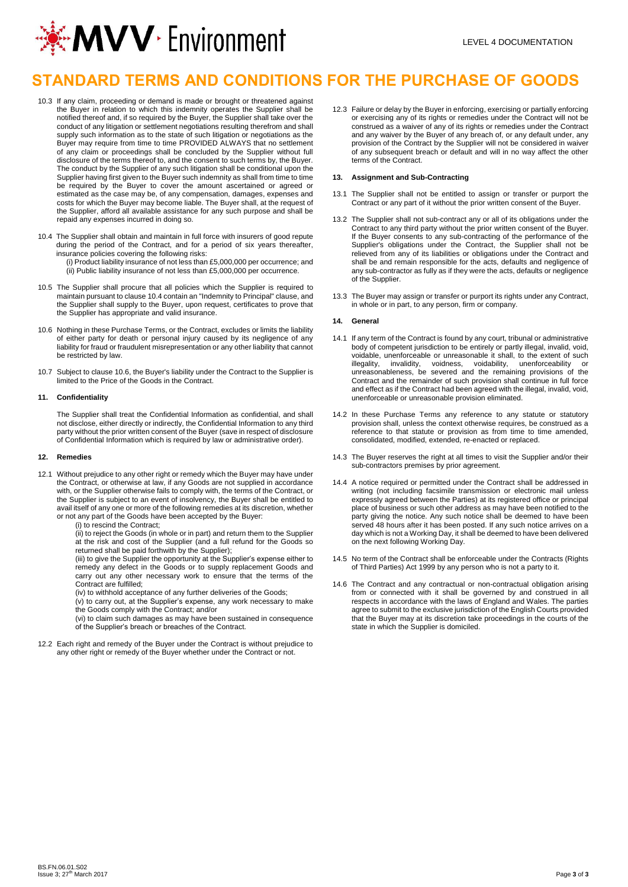# STANDARD TERMS AND CONDITIONS FOR THE PURCHASE OF GOODS

10.3 If any claim, proceeding or demand is made or brought or threatened against the Buyer in relation to which this indemnity operates the Supplier shall be notified thereof and, if so required by the Buyer, the Supplier shall take over the conduct of any litigation or settlement negotiations resulting therefrom and shall supply such information as to the state of such litigation or negotiations as the Buyer may require from time to time PROVIDED ALWAYS that no settlement of any claim or proceedings shall be concluded by the Supplier without full disclosure of the terms thereof to, and the consent to such terms by, the Buyer. The conduct by the Supplier of any such litigation shall be conditional upon the Supplier having first given to the Buyer such indemnity as shall from time to time be required by the Buyer to cover the amount ascertained or agreed or estimated as the case may be, of any compensation, damages, expenses and costs for which the Buyer may become liable. The Buyer shall, at the request of the Supplier, afford all available assistance for any such purpose and shall be repaid any expenses incurred in doing so.

10.4 The Supplier shall obtain and maintain in full force with insurers of good repute during the period of the Contract, and for a period of six years thereafter, insurance policies covering the following risks:

(i) Product liability insurance of not less than £5,000,000 per occurrence; and
(ii) Public liability insurance of not less than £5,000,000 per occurrence.

10.5 The Supplier shall procure that all policies which the Supplier is required to maintain pursuant to clause 10.4 contain an "Indemnity to Principal" clause, and the Supplier shall supply to the Buyer, upon request, certificates to prove that the Supplier has appropriate and valid insurance.

10.6 Nothing in these Purchase Terms, or the Contract, excludes or limits the liability of either party for death or personal injury caused by its negligence of any liability for fraud or fraudulent misrepresentation or any other liability that cannot be restricted by law.

10.7 Subject to clause 10.6, the Buyer's liability under the Contract to the Supplier is limited to the Price of the Goods in the Contract.

**11. Confidentiality**

The Supplier shall treat the Confidential Information as confidential, and shall not disclose, either directly or indirectly, the Confidential Information to any third party without the prior written consent of the Buyer (save in respect of disclosure of Confidential Information which is required by law or administrative order).

**12. Remedies**

12.1 Without prejudice to any other right or remedy which the Buyer may have under the Contract, or otherwise at law, if any Goods are not supplied in accordance with, or the Supplier otherwise fails to comply with, the terms of the Contract, or the Supplier is subject to an event of insolvency, the Buyer shall be entitled to avail itself of any one or more of the following remedies at its discretion, whether or not any part of the Goods have been accepted by the Buyer:

(i) to rescind the Contract;
(ii) to reject the Goods (in whole or in part) and return them to the Supplier at the risk and cost of the Supplier (and a full refund for the Goods so returned shall be paid forthwith by the Supplier);
(iii) to give the Supplier the opportunity at the Supplier's expense either to remedy any defect in the Goods or to supply replacement Goods and carry out any other necessary work to ensure that the terms of the Contract are fulfilled;
(iv) to withhold acceptance of any further deliveries of the Goods;
(v) to carry out, at the Supplier's expense, any work necessary to make the Goods comply with the Contract; and/or
(vi) to claim such damages as may have been sustained in consequence of the Supplier's breach or breaches of the Contract.

12.2 Each right and remedy of the Buyer under the Contract is without prejudice to any other right or remedy of the Buyer whether under the Contract or not.

12.3 Failure or delay by the Buyer in enforcing, exercising or partially enforcing or exercising any of its rights or remedies under the Contract will not be construed as a waiver of any of its rights or remedies under the Contract and any waiver by the Buyer of any breach of, or any default under, any provision of the Contract by the Supplier will not be considered in waiver of any subsequent breach or default and will in no way affect the other terms of the Contract.

**13. Assignment and Sub-Contracting**

13.1 The Supplier shall not be entitled to assign or transfer or purport the Contract or any part of it without the prior written consent of the Buyer.

13.2 The Supplier shall not sub-contract any or all of its obligations under the Contract to any third party without the prior written consent of the Buyer. If the Buyer consents to any sub-contracting of the performance of the Supplier's obligations under the Contract, the Supplier shall not be relieved from any of its liabilities or obligations under the Contract and shall be and remain responsible for the acts, defaults and negligence of any sub-contractor as fully as if they were the acts, defaults or negligence of the Supplier.

13.3 The Buyer may assign or transfer or purport its rights under any Contract, in whole or in part, to any person, firm or company.

**14. General**

14.1 If any term of the Contract is found by any court, tribunal or administrative body of competent jurisdiction to be entirely or partly illegal, invalid, void, voidable, unenforceable or unreasonable it shall, to the extent of such illegality, invalidity, voidness, voidability, unenforceability or unreasonableness, be severed and the remaining provisions of the Contract and the remainder of such provision shall continue in full force and effect as if the Contract had been agreed with the illegal, invalid, void, unenforceable or unreasonable provision eliminated.

14.2 In these Purchase Terms any reference to any statute or statutory provision shall, unless the context otherwise requires, be construed as a reference to that statute or provision as from time to time amended, consolidated, modified, extended, re-enacted or replaced.

14.3 The Buyer reserves the right at all times to visit the Supplier and/or their sub-contractors premises by prior agreement.

14.4 A notice required or permitted under the Contract shall be addressed in writing (not including facsimile transmission or electronic mail unless expressly agreed between the Parties) at its registered office or principal place of business or such other address as may have been notified to the party giving the notice. Any such notice shall be deemed to have been served 48 hours after it has been posted. If any such notice arrives on a day which is not a Working Day, it shall be deemed to have been delivered on the next following Working Day.

14.5 No term of the Contract shall be enforceable under the Contracts (Rights of Third Parties) Act 1999 by any person who is not a party to it.

14.6 The Contract and any contractual or non-contractual obligation arising from or connected with it shall be governed by and construed in all respects in accordance with the laws of England and Wales. The parties agree to submit to the exclusive jurisdiction of the English Courts provided that the Buyer may at its discretion take proceedings in the courts of the state in which the Supplier is domiciled.